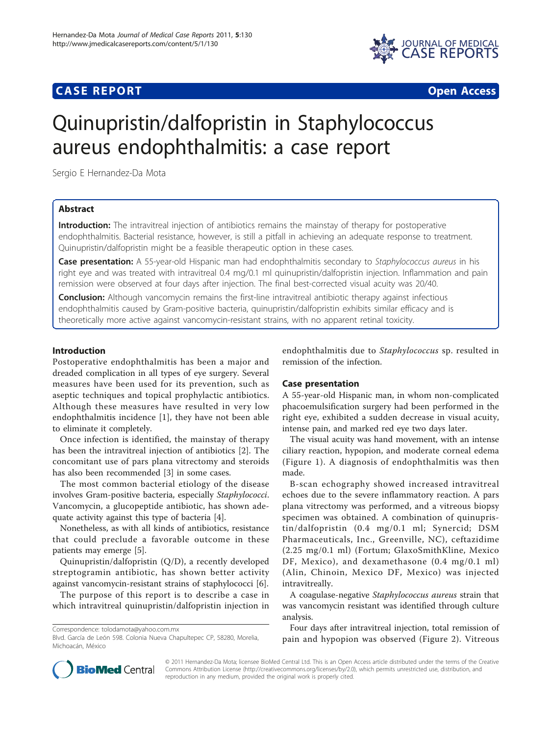# CASE REPORT

Open Access

# Quinupristin/dalfopristin in Staphylococcus aureus endophthalmitis: a case report

Sergio E Hernandez-Da Mota

## Abstract

**Introduction:** The intravitreal injection of antibiotics remains the mainstay of therapy for postoperative endophthalmitis. Bacterial resistance, however, is still a pitfall in achieving an adequate response to treatment. Quinupristin/dalfopristin might be a feasible therapeutic option in these cases.

**Case presentation:** A 55-year-old Hispanic man had endophthalmitis secondary to *Staphylococcus aureus* in his right eye and was treated with intravitreal 0.4 mg/0.1 ml quinupristin/dalfopristin injection. Inflammation and pain remission were observed at four days after injection. The final best-corrected visual acuity was 20/40.

**Conclusion:** Although vancomycin remains the first-line intravitreal antibiotic therapy against infectious endophthalmitis caused by Gram-positive bacteria, quinupristin/dalfopristin exhibits similar efficacy and is theoretically more active against vancomycin-resistant strains, with no apparent retinal toxicity.

## Introduction

Postoperative endophthalmitis has been a major and dreaded complication in all types of eye surgery. Several measures have been used for its prevention, such as aseptic techniques and topical prophylactic antibiotics. Although these measures have resulted in very low endophthalmitis incidence [1], they have not been able to eliminate it completely.

Once infection is identified, the mainstay of therapy has been the intravitreal injection of antibiotics [2]. The concomitant use of pars plana vitrectomy and steroids has also been recommended [3] in some cases.

The most common bacterial etiology of the disease involves Gram-positive bacteria, especially *Staphylococci*. Vancomycin, a glucopeptide antibiotic, has shown adequate activity against this type of bacteria [4].

Nonetheless, as with all kinds of antibiotics, resistance that could preclude a favorable outcome in these patients may emerge [5].

Quinupristin/dalfopristin (Q/D), a recently developed streptogramin antibiotic, has shown better activity against vancomycin-resistant strains of staphylococci [6].

The purpose of this report is to describe a case in which intravitreal quinupristin/dalfopristin injection in endophthalmitis due to *Staphylococcus* sp. resulted in remission of the infection.

## Case presentation

A 55-year-old Hispanic man, in whom non-complicated phacoemulsification surgery had been performed in the right eye, exhibited a sudden decrease in visual acuity, intense pain, and marked red eye two days later.

The visual acuity was hand movement, with an intense ciliary reaction, hypopion, and moderate corneal edema (Figure 1). A diagnosis of endophthalmitis was then made.

B-scan echography showed increased intravitreal echoes due to the severe inflammatory reaction. A pars plana vitrectomy was performed, and a vitreous biopsy specimen was obtained. A combination of quinupristin/dalfopristin (0.4 mg/0.1 ml; Synercid; DSM Pharmaceuticals, Inc., Greenville, NC), ceftazidime (2.25 mg/0.1 ml) (Fortum; GlaxoSmithKline, Mexico DF, Mexico), and dexamethasone (0.4 mg/0.1 ml) (Alin, Chinoin, Mexico DF, Mexico) was injected intravitreally.

A coagulase-negative *Staphylococcus aureus* strain that was vancomycin resistant was identified through culture analysis.

Four days after intravitreal injection, total remission of pain and hypopion was observed (Figure 2). Vitreous

Correspondence: tolodamota@yahoo.com.mx
Blvd. García de León 598. Colonia Nueva Chapultepec CP, 58280, Morelia, Michoacán, México

© 2011 Hernandez-Da Mota; licensee BioMed Central Ltd. This is an Open Access article distributed under the terms of the Creative Commons Attribution License (http://creativecommons.org/licenses/by/2.0), which permits unrestricted use, distribution, and reproduction in any medium, provided the original work is properly cited.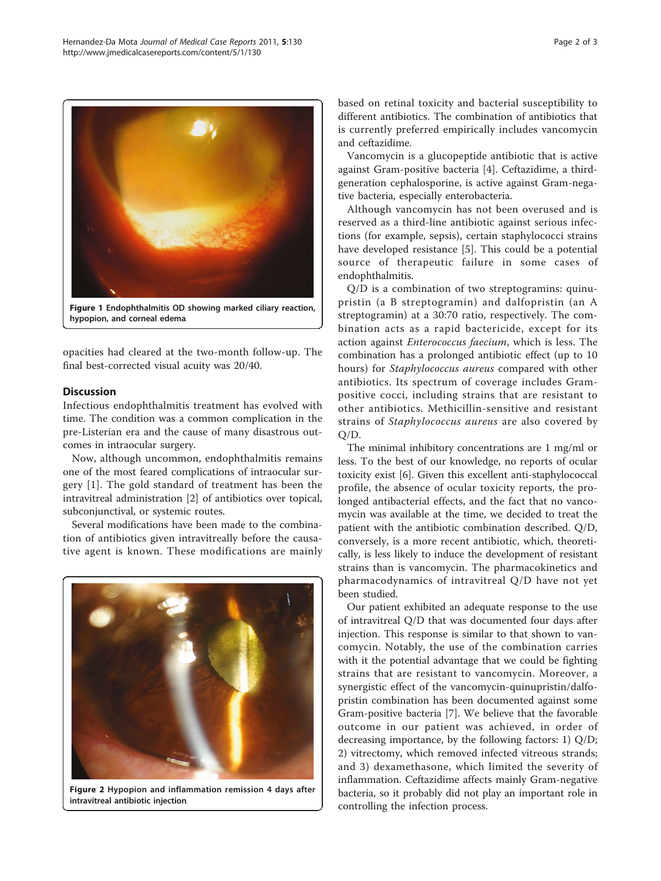Figure 1 Endophthalmitis OD showing marked ciliary reaction, hypopion, and corneal edema.

opacities had cleared at the two-month follow-up. The final best-corrected visual acuity was 20/40.

## Discussion

Infectious endophthalmitis treatment has evolved with time. The condition was a common complication in the pre-Listerian era and the cause of many disastrous outcomes in intraocular surgery.

Now, although uncommon, endophthalmitis remains one of the most feared complications of intraocular surgery [1]. The gold standard of treatment has been the intravitreal administration [2] of antibiotics over topical, subconjunctival, or systemic routes.

Several modifications have been made to the combination of antibiotics given intravitreally before the causative agent is known. These modifications are mainly based on retinal toxicity and bacterial susceptibility to different antibiotics. The combination of antibiotics that is currently preferred empirically includes vancomycin and ceftazidime.

Vancomycin is a glucopeptide antibiotic that is active against Gram-positive bacteria [4]. Ceftazidime, a third-generation cephalosporine, is active against Gram-negative bacteria, especially enterobacteria.

Although vancomycin has not been overused and is reserved as a third-line antibiotic against serious infections (for example, sepsis), certain staphylococci strains have developed resistance [5]. This could be a potential source of therapeutic failure in some cases of endophthalmitis.

Q/D is a combination of two streptogramins: quinupristin (a B streptogramin) and dalfopristin (an A streptogramin) at a 30:70 ratio, respectively. The combination acts as a rapid bactericide, except for its action against *Enterococcus faecium*, which is less. The combination has a prolonged antibiotic effect (up to 10 hours) for *Staphylococcus aureus* compared with other antibiotics. Its spectrum of coverage includes Gram-positive cocci, including strains that are resistant to other antibiotics. Methicillin-sensitive and resistant strains of *Staphylococcus aureus* are also covered by Q/D.

The minimal inhibitory concentrations are 1 mg/ml or less. To the best of our knowledge, no reports of ocular toxicity exist [6]. Given this excellent anti-staphylococcal profile, the absence of ocular toxicity reports, the prolonged antibacterial effects, and the fact that no vancomycin was available at the time, we decided to treat the patient with the antibiotic combination described. Q/D, conversely, is a more recent antibiotic, which, theoretically, is less likely to induce the development of resistant strains than is vancomycin. The pharmacokinetics and pharmacodynamics of intravitreal Q/D have not yet been studied.

Our patient exhibited an adequate response to the use of intravitreal Q/D that was documented four days after injection. This response is similar to that shown to vancomycin. Notably, the use of the combination carries with it the potential advantage that we could be fighting strains that are resistant to vancomycin. Moreover, a synergistic effect of the vancomycin-quinupristin/dalfopristin combination has been documented against some Gram-positive bacteria [7]. We believe that the favorable outcome in our patient was achieved, in order of decreasing importance, by the following factors: 1) Q/D; 2) vitrectomy, which removed infected vitreous strands; and 3) dexamethasone, which limited the severity of inflammation. Ceftazidime affects mainly Gram-negative bacteria, so it probably did not play an important role in controlling the infection process.

Figure 2 Hypopion and inflammation remission 4 days after intravitreal antibiotic injection.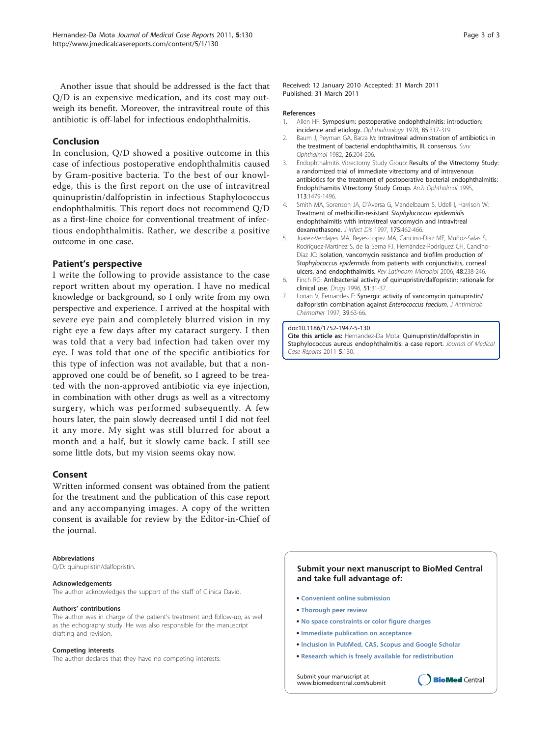Another issue that should be addressed is the fact that Q/D is an expensive medication, and its cost may outweigh its benefit. Moreover, the intravitreal route of this antibiotic is off-label for infectious endophthalmitis.

## Conclusion

In conclusion, Q/D showed a positive outcome in this case of infectious postoperative endophthalmitis caused by Gram-positive bacteria. To the best of our knowledge, this is the first report on the use of intravitreal quinupristin/dalfopristin in infectious Staphylococcus endophthalmitis. This report does not recommend Q/D as a first-line choice for conventional treatment of infectious endophthalmitis. Rather, we describe a positive outcome in one case.

## Patient's perspective

I write the following to provide assistance to the case report written about my operation. I have no medical knowledge or background, so I only write from my own perspective and experience. I arrived at the hospital with severe eye pain and completely blurred vision in my right eye a few days after my cataract surgery. I then was told that a very bad infection had taken over my eye. I was told that one of the specific antibiotics for this type of infection was not available, but that a non-approved one could be of benefit, so I agreed to be treated with the non-approved antibiotic via eye injection, in combination with other drugs as well as a vitrectomy surgery, which was performed subsequently. A few hours later, the pain slowly decreased until I did not feel it any more. My sight was still blurred for about a month and a half, but it slowly came back. I still see some little dots, but my vision seems okay now.

## Consent

Written informed consent was obtained from the patient for the treatment and the publication of this case report and any accompanying images. A copy of the written consent is available for review by the Editor-in-Chief of the journal.

#### Abbreviations

Q/D: quinupristin/dalfopristin.

#### Acknowledgements

The author acknowledges the support of the staff of Clinica David.

#### Authors' contributions

The author was in charge of the patient's treatment and follow-up, as well as the echography study. He was also responsible for the manuscript drafting and revision.

#### Competing interests

The author declares that they have no competing interests.

Received: 12 January 2010 Accepted: 31 March 2011
Published: 31 March 2011

#### References

1. Allen HF: **Symposium: postoperative endophthalmitis: introduction: incidence and etiology.** *Ophthalmology* 1978, **85**:317-319.
2. Baum J, Peyman GA, Barza M: **Intravitreal administration of antibiotics in the treatment of bacterial endophthalmitis, III. consensus.** *Surv Ophthalmol* 1982, **26**:204-206.
3. Endophthalmitis Vitrectomy Study Group: **Results of the Vitrectomy Study: a randomized trial of immediate vitrectomy and of intravenous antibiotics for the treatment of postoperative bacterial endophthalmitis: Endophthamitis Vitrectomy Study Group.** *Arch Ophthalmol* 1995, **113**:1479-1496.
4. Smith MA, Sorenson JA, D'Aversa G, Mandelbaum S, Udell I, Harrison W: **Treatment of methicillin-resistant *Staphylococcus epidermidis* endophthalmitis with intravitreal vancomycin and intravitreal dexamethasone.** *J infect Dis* 1997, **175**:462-466.
5. Juarez-Verdayes MA, Reyes-Lopez MA, Cancino-Diaz ME, Muñoz-Salas S, Rodríguez-Martínez S, de la Serna FJ, Hernández-Rodríguez CH, Cancino-Díaz JC: **Isolation, vancomycin resistance and biofilm production of *Staphylococcus epidermidis* from patients with conjunctivitis, corneal ulcers, and endophthalmitis.** *Rev Latinoam Microbiol* 2006, **48**:238-246.
6. Finch RG: **Antibacterial activity of quinupristin/dalfopristin: rationale for clinical use.** *Drugs* 1996, **51**:31-37.
7. Lorian V, Fernandes F: **Synergic activity of vancomycin quinupristin/dalfopristin combination against *Enterococcus faecium*.** *J Antimicrob Chemother* 1997, **39**:63-66.

doi:10.1186/1752-1947-5-130

**Cite this article as:** Hernandez-Da Mota: Quinupristin/dalfopristin in Staphylococcus aureus endophthalmitis: a case report. *Journal of Medical Case Reports* 2011 **5**:130.

**Submit your next manuscript to BioMed Central and take full advantage of:**

- Convenient online submission
- Thorough peer review
- No space constraints or color figure charges
- Immediate publication on acceptance
- Inclusion in PubMed, CAS, Scopus and Google Scholar
- Research which is freely available for redistribution

Submit your manuscript at
www.biomedcentral.com/submit

BioMed Central